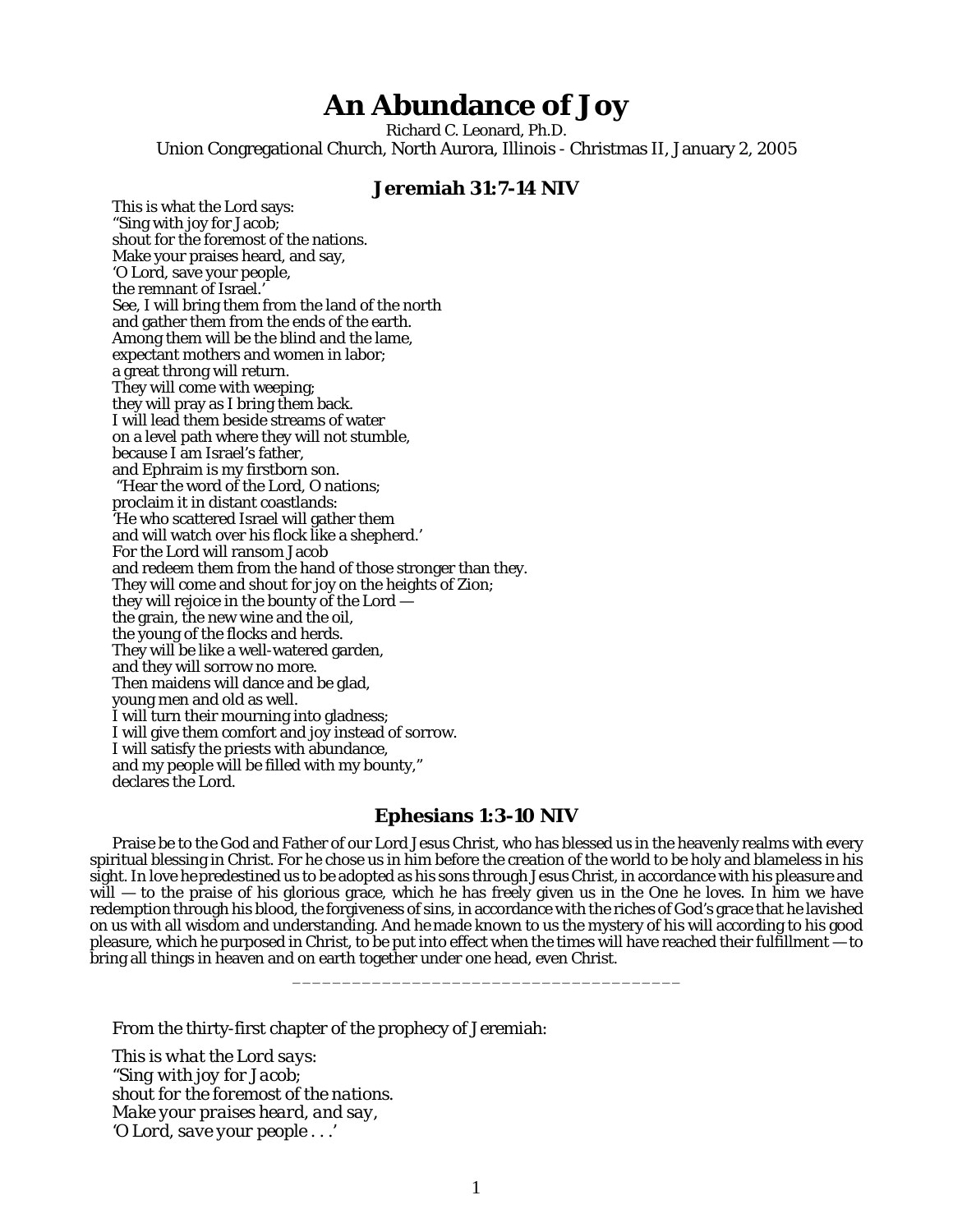# An Abundance of Joy

Richard C. Leonard, Ph.D.
Union Congregational Church, North Aurora, Illinois - Christmas II, January 2, 2005

## Jeremiah 31:7-14 NIV

This is what the Lord says:
"Sing with joy for Jacob;
shout for the foremost of the nations.
Make your praises heard, and say,
'O Lord, save your people,
the remnant of Israel.'
See, I will bring them from the land of the north
and gather them from the ends of the earth.
Among them will be the blind and the lame,
expectant mothers and women in labor;
a great throng will return.
They will come with weeping;
they will pray as I bring them back.
I will lead them beside streams of water
on a level path where they will not stumble,
because I am Israel's father,
and Ephraim is my firstborn son.
"Hear the word of the Lord, O nations;
proclaim it in distant coastlands:
'He who scattered Israel will gather them
and will watch over his flock like a shepherd.'
For the Lord will ransom Jacob
and redeem them from the hand of those stronger than they.
They will come and shout for joy on the heights of Zion;
they will rejoice in the bounty of the Lord —
the grain, the new wine and the oil,
the young of the flocks and herds.
They will be like a well-watered garden,
and they will sorrow no more.
Then maidens will dance and be glad,
young men and old as well.
I will turn their mourning into gladness;
I will give them comfort and joy instead of sorrow.
I will satisfy the priests with abundance,
and my people will be filled with my bounty,"
declares the Lord.

## Ephesians 1:3-10 NIV

Praise be to the God and Father of our Lord Jesus Christ, who has blessed us in the heavenly realms with every spiritual blessing in Christ. For he chose us in him before the creation of the world to be holy and blameless in his sight. In love he predestined us to be adopted as his sons through Jesus Christ, in accordance with his pleasure and will — to the praise of his glorious grace, which he has freely given us in the One he loves. In him we have redemption through his blood, the forgiveness of sins, in accordance with the riches of God's grace that he lavished on us with all wisdom and understanding. And he made known to us the mystery of his will according to his good pleasure, which he purposed in Christ, to be put into effect when the times will have reached their fulfillment — to bring all things in heaven and on earth together under one head, even Christ.

---

From the thirty-first chapter of the prophecy of Jeremiah:

*This is what the Lord says:*
*"Sing with joy for Jacob;*
*shout for the foremost of the nations.*
*Make your praises heard, and say,*
*'O Lord, save your people . . .'*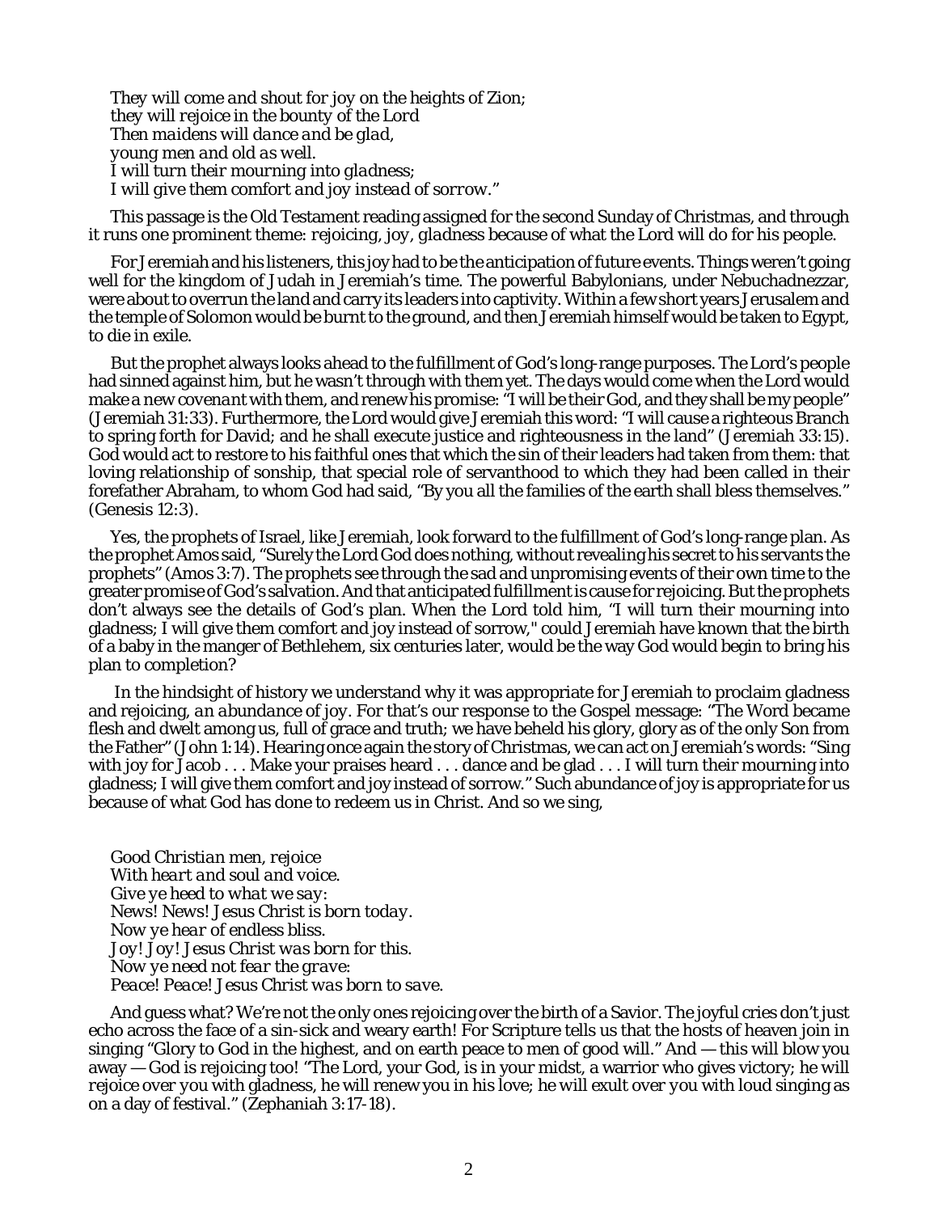*They will come and shout for joy on the heights of Zion;*
*they will rejoice in the bounty of the Lord*
*Then maidens will dance and be glad,*
*young men and old as well.*
*I will turn their mourning into gladness;*
*I will give them comfort and joy instead of sorrow."*

This passage is the Old Testament reading assigned for the second Sunday of Christmas, and through it runs one prominent theme: *rejoicing, joy, gladness* because of what the Lord will do for his people.

For Jeremiah and his listeners, this joy had to be the anticipation of future events. Things weren't going well for the kingdom of Judah in Jeremiah's time. The powerful Babylonians, under Nebuchadnezzar, were about to overrun the land and carry its leaders into captivity. Within a few short years Jerusalem and the temple of Solomon would be burnt to the ground, and then Jeremiah himself would be taken to Egypt, to die in exile.

But the prophet always looks ahead to the fulfillment of God's long-range purposes. The Lord's people had sinned against him, but he wasn't through with them yet. The days would come when the Lord would make a new covenant with them, and renew his promise: "I will be their God, and they shall be my people" (Jeremiah 31:33). Furthermore, the Lord would give Jeremiah this word: "I will cause a righteous Branch to spring forth for David; and he shall execute justice and righteousness in the land" (Jeremiah 33:15). God would act to restore to his faithful ones that which the sin of their leaders had taken from them: that loving relationship of sonship, that special role of servanthood to which they had been called in their forefather Abraham, to whom God had said, "By you all the families of the earth shall bless themselves." (Genesis 12:3).

Yes, the prophets of Israel, like Jeremiah, look forward to the fulfillment of God's long-range plan. As the prophet Amos said, "Surely the Lord God does nothing, without revealing his secret to his servants the prophets" (Amos 3:7). The prophets see through the sad and unpromising events of their own time to the greater promise of God's salvation. And that anticipated fulfillment is cause for rejoicing. But the prophets don't always see the details of God's plan. When the Lord told him, "I will turn their mourning into gladness; I will give them comfort and joy instead of sorrow," could Jeremiah have known that the birth of a baby in the manger of Bethlehem, six centuries later, would be the way God would begin to bring his plan to completion?

In the hindsight of history we understand why it was appropriate for Jeremiah to proclaim gladness and rejoicing, *an abundance of joy*. For that's our response to the Gospel message: "The Word became flesh and dwelt among us, full of grace and truth; we have beheld his glory, glory as of the only Son from the Father" (John 1:14). Hearing once again the story of Christmas, we can act on Jeremiah's words: "Sing with joy for Jacob . . . Make your praises heard . . . dance and be glad . . . I will turn their mourning into gladness; I will give them comfort and joy instead of sorrow." Such abundance of joy is appropriate for us because of what God has done to redeem us in Christ. And so we sing,

*Good Christian men, rejoice*
*With heart and soul and voice.*
*Give ye heed to what we say:*
*News! News! Jesus Christ is born today.*
*Now ye hear of endless bliss.*
*Joy! Joy! Jesus Christ was born for this.*
*Now ye need not fear the grave:*
*Peace! Peace! Jesus Christ was born to save.*

And guess what? We're not the only ones rejoicing over the birth of a Savior. The joyful cries don't just echo across the face of a sin-sick and weary earth! For Scripture tells us that the hosts of heaven join in singing "Glory to God in the highest, and on earth peace to men of good will." And — this will blow you away — God is rejoicing too! "The Lord, your God, is in your midst, a warrior who gives victory; *he will rejoice over you with gladness*, he will renew you in his love; he will exult over you with loud singing as on a day of festival." (Zephaniah 3:17-18).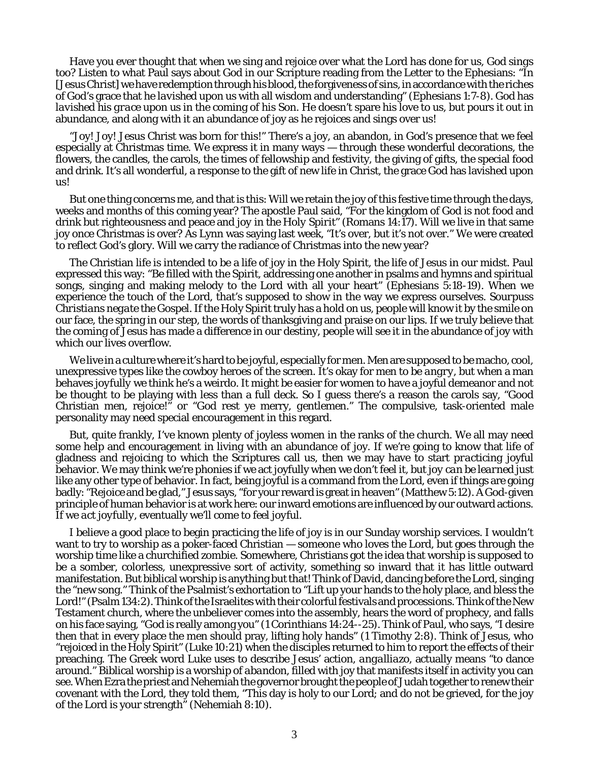Have you ever thought that when we sing and rejoice over what the Lord has done for us, God sings too? Listen to what Paul says about God in our Scripture reading from the Letter to the Ephesians: "In [Jesus Christ] we have redemption through his blood, the forgiveness of sins, in accordance with the riches of God's grace that he *lavished* upon us with all wisdom and understanding" (Ephesians 1:7-8). God has *lavished his grace* upon us in the coming of his Son. He doesn't spare his love to us, but pours it out in abundance, and along with it an abundance of joy as he rejoices and sings over us!

"Joy! Joy! Jesus Christ was born for this!" There's a joy, an abandon, in God's presence that we feel especially at Christmas time. We express it in many ways — through these wonderful decorations, the flowers, the candles, the carols, the times of fellowship and festivity, the giving of gifts, the special food and drink. It's all wonderful, a response to the gift of new life in Christ, the grace God has lavished upon us!

But one thing concerns me, and that is this: Will we retain the joy of this festive time through the days, weeks and months of this coming year? The apostle Paul said, "For the kingdom of God is not food and drink but righteousness and peace and joy in the Holy Spirit" (Romans 14:17). Will we live in that same joy once Christmas is over? As Lynn was saying last week, "It's over, but it's not over." We were created to reflect God's glory. Will we carry the radiance of Christmas into the new year?

The Christian life is intended to be a life of joy in the Holy Spirit, the life of Jesus in our midst. Paul expressed this way: "Be filled with the Spirit, addressing one another in psalms and hymns and spiritual songs, singing and making melody to the Lord with all your heart" (Ephesians 5:18-19). When we experience the touch of the Lord, that's supposed to show in the way we express ourselves. *Sourpuss Christians negate the Gospel.* If the Holy Spirit truly has a hold on us, people will know it by the smile on our face, the spring in our step, the words of thanksgiving and praise on our lips. If we truly believe that the coming of Jesus has made a difference in our destiny, people will see it in the abundance of joy with which our lives overflow.

We live in a culture where it's hard to be joyful, especially for men. Men are supposed to be macho, cool, unexpressive types like the cowboy heroes of the screen. It's okay for men to be *angry*, but when a man behaves joyfully we think he's a weirdo. It might be easier for women to have a joyful demeanor and not be thought to be playing with less than a full deck. So I guess there's a reason the carols say, "Good Christian men, rejoice!" or "God rest ye merry, gentlemen." The compulsive, task-oriented male personality may need special encouragement in this regard.

But, quite frankly, I've known plenty of joyless women in the ranks of the church. We all may need some help and encouragement in living with an abundance of joy. If we're going to know that life of gladness and rejoicing to which the Scriptures call us, then we may have to start *practicing* joyful behavior. We may think we're phonies if we act joyfully when we don't feel it, but *joy can be learned* just like any other type of behavior. In fact, being joyful is a command from the Lord, even if things are going badly: "Rejoice and be glad," Jesus says, "for your reward is great in heaven" (Matthew 5:12). A God-given principle of human behavior is at work here: our inward emotions are influenced by our outward actions. If we *act* joyfully, eventually we'll come to *feel* joyful.

I believe a good place to begin practicing the life of joy is in our Sunday worship services. I wouldn't want to try to worship as a poker-faced Christian — someone who loves the Lord, but goes through the worship time like a churchified zombie. Somewhere, Christians got the idea that worship is supposed to be a somber, colorless, unexpressive sort of activity, something so inward that it has little outward manifestation. But biblical worship is anything but that! Think of David, dancing before the Lord, singing the "new song." Think of the Psalmist's exhortation to "Lift up your hands to the holy place, and bless the Lord!" (Psalm 134:2). Think of the Israelites with their colorful festivals and processions. Think of the New Testament church, where the unbeliever comes into the assembly, hears the word of prophecy, and falls on his face saying, "God is really among you" (1 Corinthians 14:24--25). Think of Paul, who says, "I desire then that in every place the men should pray, lifting holy hands" (1 Timothy 2:8). Think of Jesus, who "rejoiced in the Holy Spirit" (Luke 10:21) when the disciples returned to him to report the effects of their preaching. The Greek word Luke uses to describe Jesus' action, *angalliazo*, actually means "to dance around." Biblical worship is a worship of *abandon*, filled with joy that manifests itself in activity you can see. When Ezra the priest and Nehemiah the governor brought the people of Judah together to renew their covenant with the Lord, they told them, "This day is holy to our Lord; and do not be grieved, for the joy of the Lord is your strength" (Nehemiah 8:10).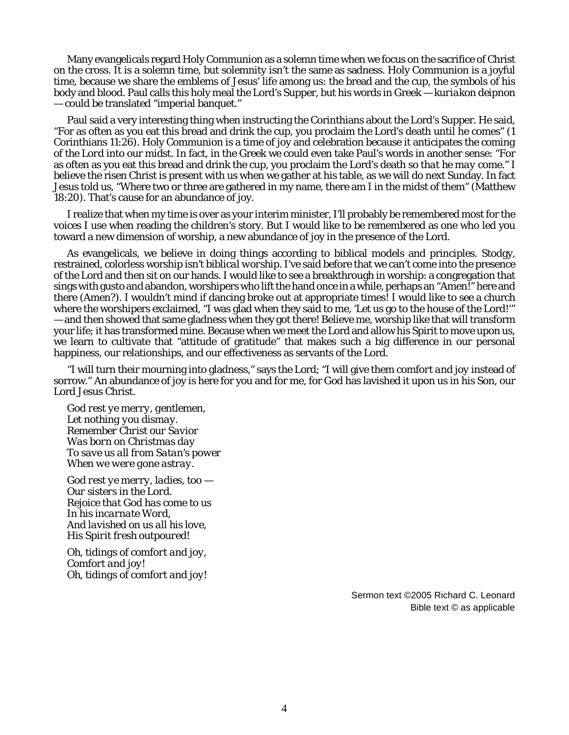Many evangelicals regard Holy Communion as a solemn time when we focus on the sacrifice of Christ on the cross. It is a solemn time, but solemnity isn't the same as sadness. Holy Communion is a joyful time, because we share the emblems of Jesus' life among us: the bread and the cup, the symbols of his body and blood. Paul calls this holy meal the Lord's Supper, but his words in Greek — *kuriakon deipnon* — could be translated "imperial banquet."

Paul said a very interesting thing when instructing the Corinthians about the Lord's Supper. He said, "For as often as you eat this bread and drink the cup, you proclaim the Lord's death until he comes" (1 Corinthians 11:26). Holy Communion is a time of joy and celebration because it anticipates the coming of the Lord into our midst. In fact, in the Greek we could even take Paul's words in another sense: "For as often as you eat this bread and drink the cup, you proclaim the Lord's death *so that he may* come." I believe the risen Christ is present with us when we gather at his table, as we will do next Sunday. In fact Jesus told us, "Where two or three are gathered in my name, there am I in the midst of them" (Matthew 18:20). That's cause for an abundance of joy.

I realize that when my time is over as your interim minister, I'll probably be remembered most for the voices I use when reading the children's story. But I would like to be remembered as one who led you toward a new dimension of worship, a new abundance of joy in the presence of the Lord.

As evangelicals, we believe in doing things according to biblical models and principles. Stodgy, restrained, colorless worship isn't *biblical worship*. I've said before that we can't come into the presence of the Lord and then sit on our hands. I would like to see a breakthrough in worship: a congregation that sings with gusto and abandon, worshipers who lift the hand once in a while, perhaps an "Amen!" here and there (Amen?). I wouldn't mind if dancing broke out at appropriate times! I would like to see a church where the worshipers exclaimed, "I was glad when they said to me, 'Let us go to the house of the Lord!'" — and then showed that same gladness when they got there! Believe me, worship like that will transform your life; it has transformed mine. Because when we meet the Lord and allow his Spirit to move upon us, we learn to cultivate that "attitude of gratitude" that makes such a big difference in our personal happiness, our relationships, and our effectiveness as servants of the Lord.

"I will turn their mourning into gladness," says the Lord; "I will give them *comfort and joy* instead of sorrow." An abundance of joy is here for you and for me, for God has lavished it upon us in his Son, our Lord Jesus Christ.

*God rest ye merry, gentlemen,*
*Let nothing you dismay.*
*Remember Christ our Savior*
*Was born on Christmas day*
*To save us all from Satan's power*
*When we were gone astray.*

*God rest ye merry, ladies, too —*
*Our sisters in the Lord.*
*Rejoice that God has come to us*
*In his incarnate Word,*
*And lavished on us all his love,*
*His Spirit fresh outpoured!*

*Oh, tidings of comfort and joy,*
*Comfort and joy!*
*Oh, tidings of comfort and joy!*

Sermon text ©2005 Richard C. Leonard
Bible text © as applicable